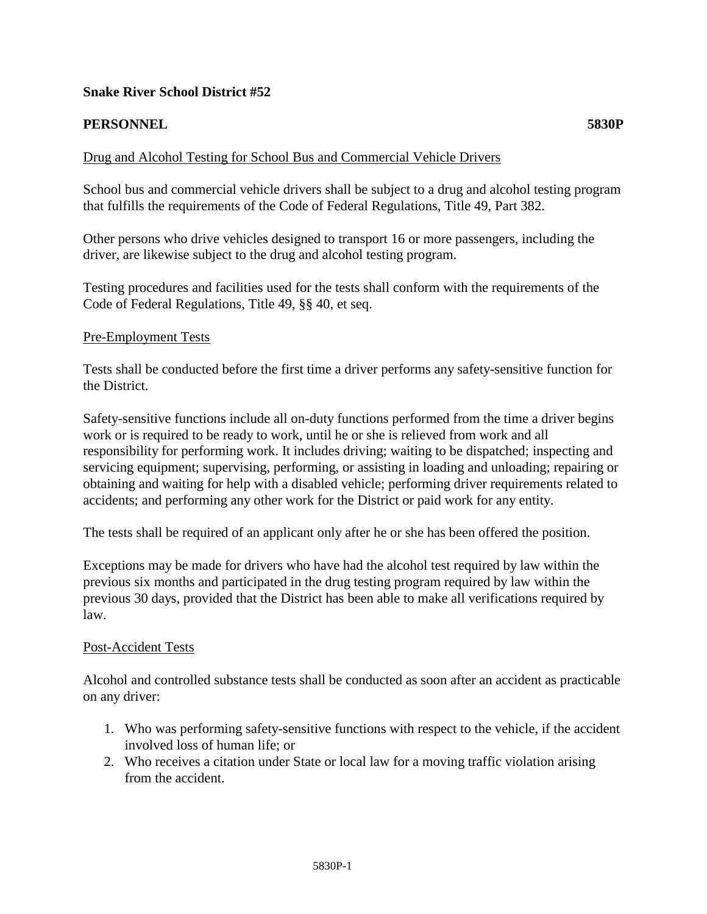**Snake River School District #52**

**PERSONNEL** **5830P**

Drug and Alcohol Testing for School Bus and Commercial Vehicle Drivers

School bus and commercial vehicle drivers shall be subject to a drug and alcohol testing program that fulfills the requirements of the Code of Federal Regulations, Title 49, Part 382.

Other persons who drive vehicles designed to transport 16 or more passengers, including the driver, are likewise subject to the drug and alcohol testing program.

Testing procedures and facilities used for the tests shall conform with the requirements of the Code of Federal Regulations, Title 49, §§ 40, et seq.

Pre-Employment Tests

Tests shall be conducted before the first time a driver performs any safety-sensitive function for the District.

Safety-sensitive functions include all on-duty functions performed from the time a driver begins work or is required to be ready to work, until he or she is relieved from work and all responsibility for performing work. It includes driving; waiting to be dispatched; inspecting and servicing equipment; supervising, performing, or assisting in loading and unloading; repairing or obtaining and waiting for help with a disabled vehicle; performing driver requirements related to accidents; and performing any other work for the District or paid work for any entity.

The tests shall be required of an applicant only after he or she has been offered the position.

Exceptions may be made for drivers who have had the alcohol test required by law within the previous six months and participated in the drug testing program required by law within the previous 30 days, provided that the District has been able to make all verifications required by law.

Post-Accident Tests

Alcohol and controlled substance tests shall be conducted as soon after an accident as practicable on any driver:

1. Who was performing safety-sensitive functions with respect to the vehicle, if the accident involved loss of human life; or
2. Who receives a citation under State or local law for a moving traffic violation arising from the accident.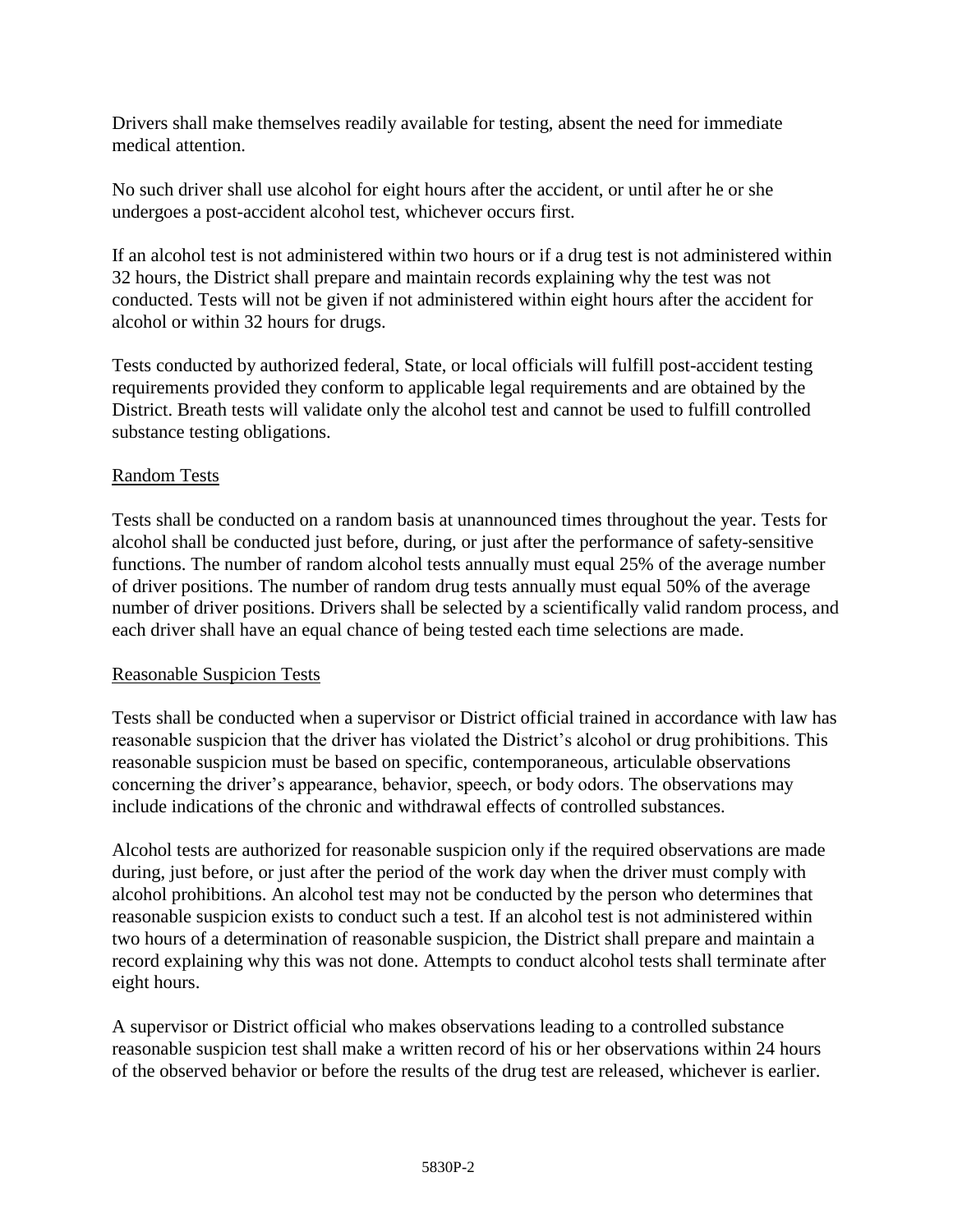Drivers shall make themselves readily available for testing, absent the need for immediate medical attention.

No such driver shall use alcohol for eight hours after the accident, or until after he or she undergoes a post-accident alcohol test, whichever occurs first.

If an alcohol test is not administered within two hours or if a drug test is not administered within 32 hours, the District shall prepare and maintain records explaining why the test was not conducted. Tests will not be given if not administered within eight hours after the accident for alcohol or within 32 hours for drugs.

Tests conducted by authorized federal, State, or local officials will fulfill post-accident testing requirements provided they conform to applicable legal requirements and are obtained by the District. Breath tests will validate only the alcohol test and cannot be used to fulfill controlled substance testing obligations.

Random Tests

Tests shall be conducted on a random basis at unannounced times throughout the year. Tests for alcohol shall be conducted just before, during, or just after the performance of safety-sensitive functions. The number of random alcohol tests annually must equal 25% of the average number of driver positions. The number of random drug tests annually must equal 50% of the average number of driver positions. Drivers shall be selected by a scientifically valid random process, and each driver shall have an equal chance of being tested each time selections are made.

Reasonable Suspicion Tests

Tests shall be conducted when a supervisor or District official trained in accordance with law has reasonable suspicion that the driver has violated the District's alcohol or drug prohibitions. This reasonable suspicion must be based on specific, contemporaneous, articulable observations concerning the driver's appearance, behavior, speech, or body odors. The observations may include indications of the chronic and withdrawal effects of controlled substances.

Alcohol tests are authorized for reasonable suspicion only if the required observations are made during, just before, or just after the period of the work day when the driver must comply with alcohol prohibitions. An alcohol test may not be conducted by the person who determines that reasonable suspicion exists to conduct such a test. If an alcohol test is not administered within two hours of a determination of reasonable suspicion, the District shall prepare and maintain a record explaining why this was not done. Attempts to conduct alcohol tests shall terminate after eight hours.

A supervisor or District official who makes observations leading to a controlled substance reasonable suspicion test shall make a written record of his or her observations within 24 hours of the observed behavior or before the results of the drug test are released, whichever is earlier.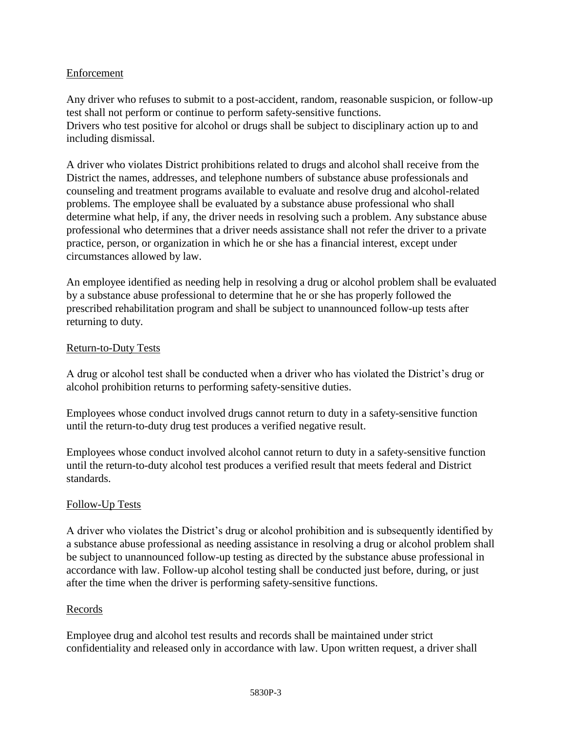## Enforcement

Any driver who refuses to submit to a post-accident, random, reasonable suspicion, or follow-up test shall not perform or continue to perform safety-sensitive functions.
Drivers who test positive for alcohol or drugs shall be subject to disciplinary action up to and including dismissal.

A driver who violates District prohibitions related to drugs and alcohol shall receive from the District the names, addresses, and telephone numbers of substance abuse professionals and counseling and treatment programs available to evaluate and resolve drug and alcohol-related problems. The employee shall be evaluated by a substance abuse professional who shall determine what help, if any, the driver needs in resolving such a problem. Any substance abuse professional who determines that a driver needs assistance shall not refer the driver to a private practice, person, or organization in which he or she has a financial interest, except under circumstances allowed by law.

An employee identified as needing help in resolving a drug or alcohol problem shall be evaluated by a substance abuse professional to determine that he or she has properly followed the prescribed rehabilitation program and shall be subject to unannounced follow-up tests after returning to duty.

## Return-to-Duty Tests

A drug or alcohol test shall be conducted when a driver who has violated the District's drug or alcohol prohibition returns to performing safety-sensitive duties.

Employees whose conduct involved drugs cannot return to duty in a safety-sensitive function until the return-to-duty drug test produces a verified negative result.

Employees whose conduct involved alcohol cannot return to duty in a safety-sensitive function until the return-to-duty alcohol test produces a verified result that meets federal and District standards.

## Follow-Up Tests

A driver who violates the District's drug or alcohol prohibition and is subsequently identified by a substance abuse professional as needing assistance in resolving a drug or alcohol problem shall be subject to unannounced follow-up testing as directed by the substance abuse professional in accordance with law. Follow-up alcohol testing shall be conducted just before, during, or just after the time when the driver is performing safety-sensitive functions.

## Records

Employee drug and alcohol test results and records shall be maintained under strict confidentiality and released only in accordance with law. Upon written request, a driver shall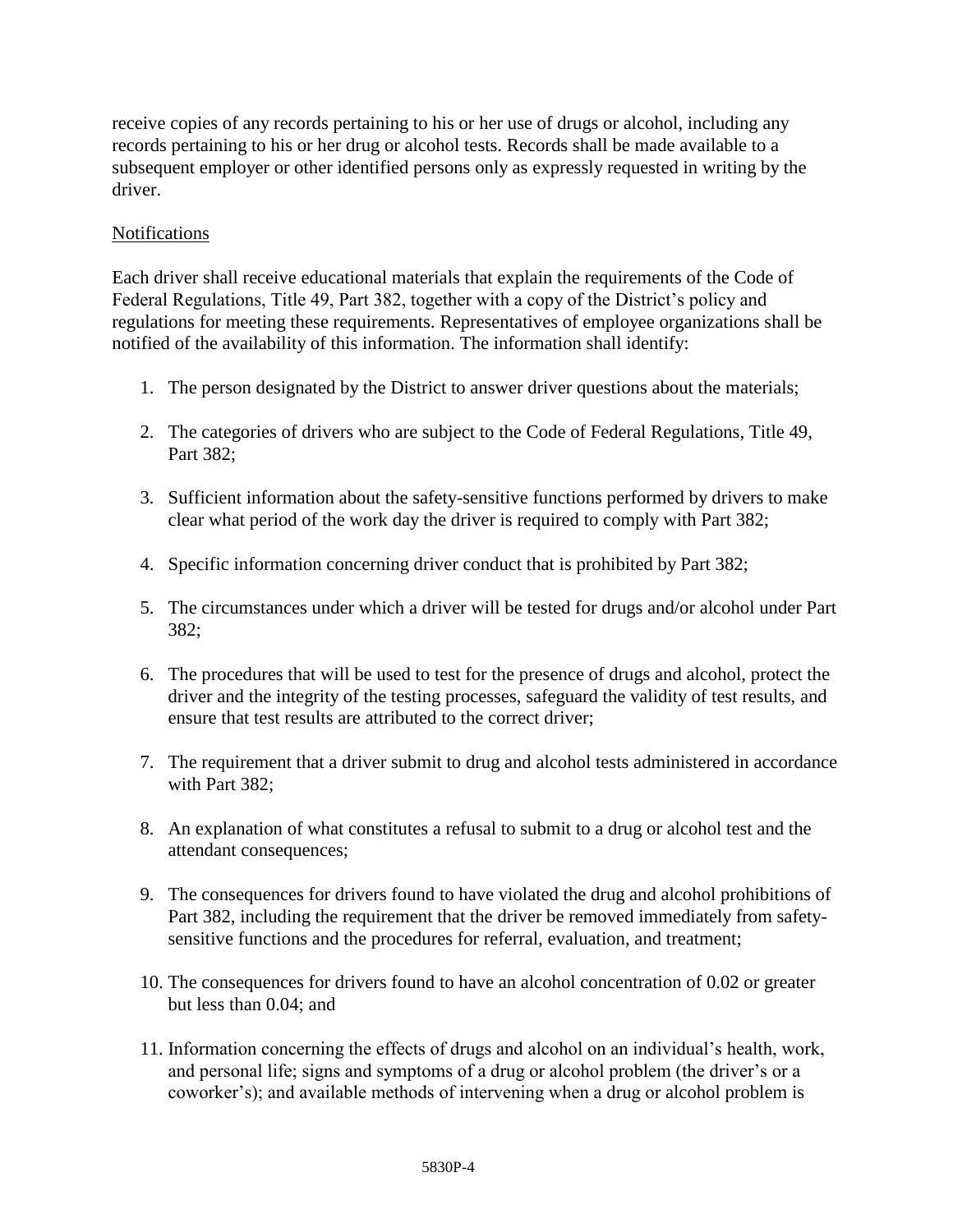receive copies of any records pertaining to his or her use of drugs or alcohol, including any records pertaining to his or her drug or alcohol tests. Records shall be made available to a subsequent employer or other identified persons only as expressly requested in writing by the driver.

Notifications

Each driver shall receive educational materials that explain the requirements of the Code of Federal Regulations, Title 49, Part 382, together with a copy of the District's policy and regulations for meeting these requirements. Representatives of employee organizations shall be notified of the availability of this information. The information shall identify:

1. The person designated by the District to answer driver questions about the materials;

2. The categories of drivers who are subject to the Code of Federal Regulations, Title 49, Part 382;

3. Sufficient information about the safety-sensitive functions performed by drivers to make clear what period of the work day the driver is required to comply with Part 382;

4. Specific information concerning driver conduct that is prohibited by Part 382;

5. The circumstances under which a driver will be tested for drugs and/or alcohol under Part 382;

6. The procedures that will be used to test for the presence of drugs and alcohol, protect the driver and the integrity of the testing processes, safeguard the validity of test results, and ensure that test results are attributed to the correct driver;

7. The requirement that a driver submit to drug and alcohol tests administered in accordance with Part 382;

8. An explanation of what constitutes a refusal to submit to a drug or alcohol test and the attendant consequences;

9. The consequences for drivers found to have violated the drug and alcohol prohibitions of Part 382, including the requirement that the driver be removed immediately from safety-sensitive functions and the procedures for referral, evaluation, and treatment;

10. The consequences for drivers found to have an alcohol concentration of 0.02 or greater but less than 0.04; and

11. Information concerning the effects of drugs and alcohol on an individual's health, work, and personal life; signs and symptoms of a drug or alcohol problem (the driver's or a coworker's); and available methods of intervening when a drug or alcohol problem is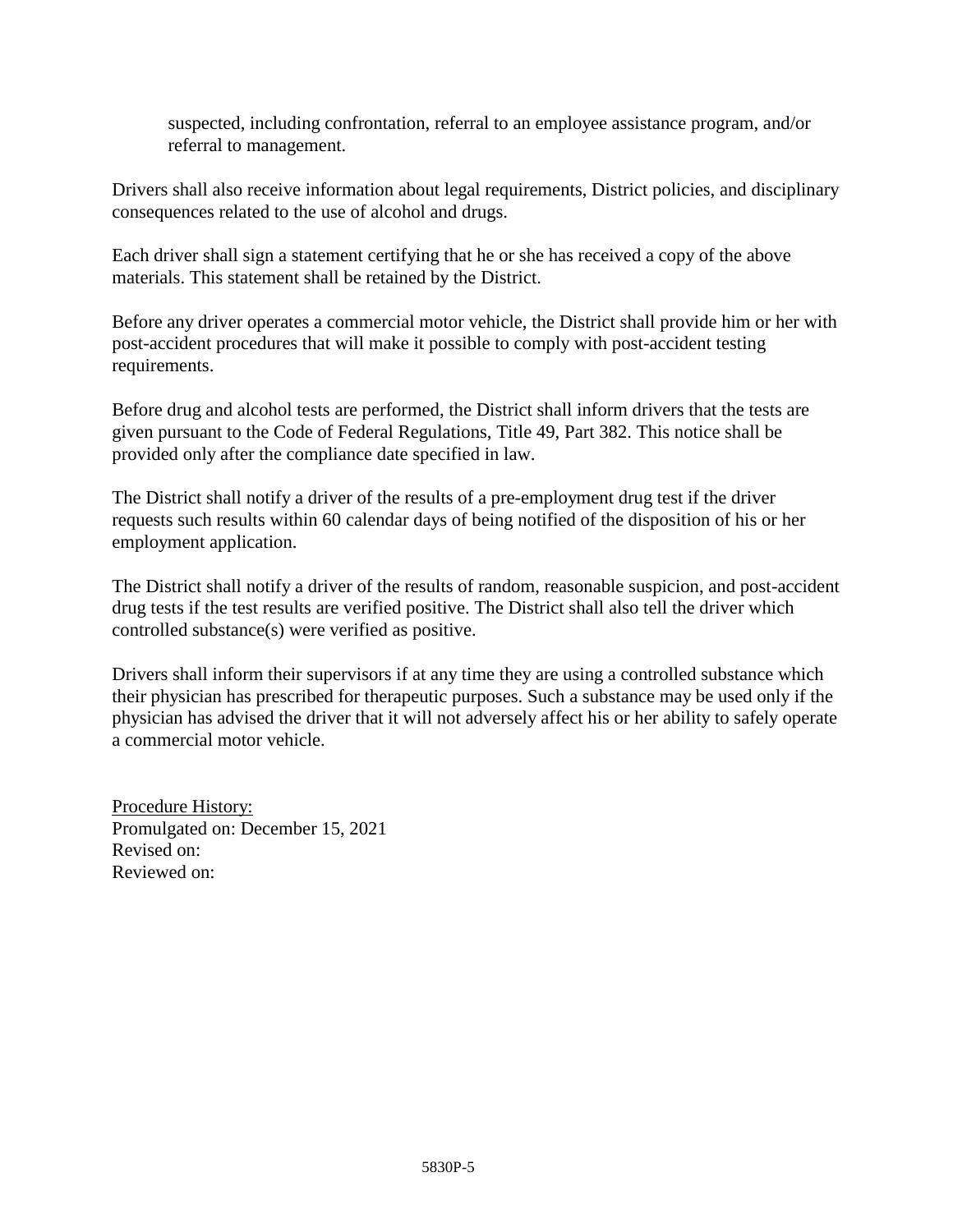suspected, including confrontation, referral to an employee assistance program, and/or referral to management.

Drivers shall also receive information about legal requirements, District policies, and disciplinary consequences related to the use of alcohol and drugs.

Each driver shall sign a statement certifying that he or she has received a copy of the above materials. This statement shall be retained by the District.

Before any driver operates a commercial motor vehicle, the District shall provide him or her with post-accident procedures that will make it possible to comply with post-accident testing requirements.

Before drug and alcohol tests are performed, the District shall inform drivers that the tests are given pursuant to the Code of Federal Regulations, Title 49, Part 382. This notice shall be provided only after the compliance date specified in law.

The District shall notify a driver of the results of a pre-employment drug test if the driver requests such results within 60 calendar days of being notified of the disposition of his or her employment application.

The District shall notify a driver of the results of random, reasonable suspicion, and post-accident drug tests if the test results are verified positive. The District shall also tell the driver which controlled substance(s) were verified as positive.

Drivers shall inform their supervisors if at any time they are using a controlled substance which their physician has prescribed for therapeutic purposes. Such a substance may be used only if the physician has advised the driver that it will not adversely affect his or her ability to safely operate a commercial motor vehicle.

Procedure History:
Promulgated on: December 15, 2021
Revised on:
Reviewed on: